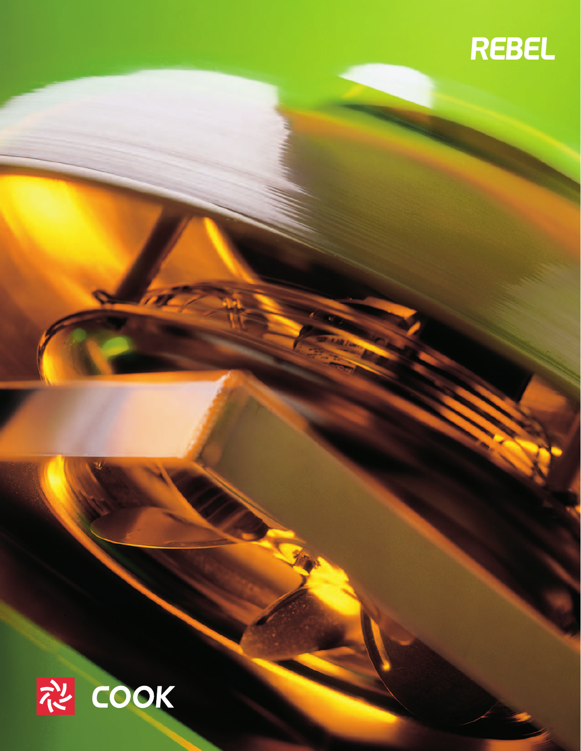# REBEL

COOK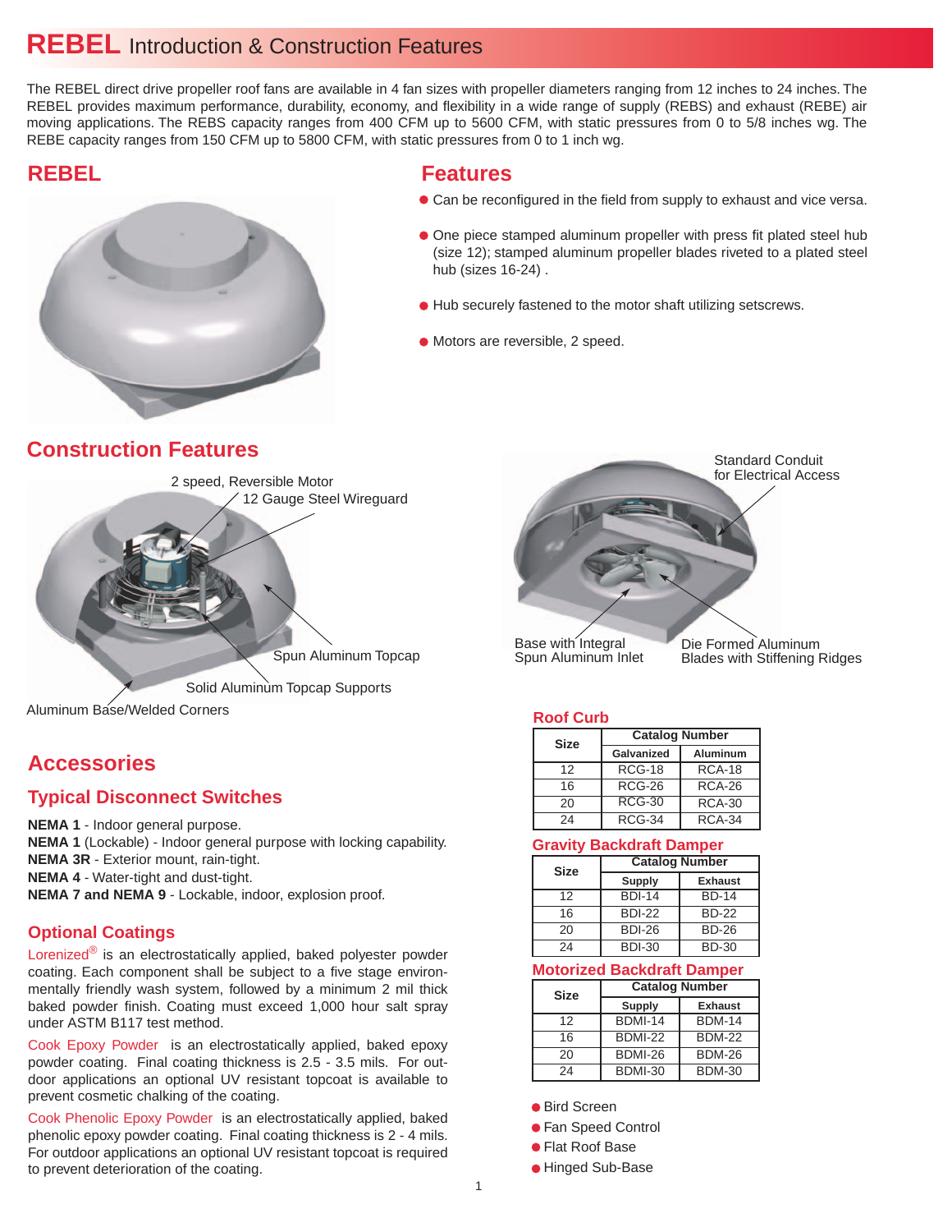# REBEL Introduction & Construction Features

The REBEL direct drive propeller roof fans are available in 4 fan sizes with propeller diameters ranging from 12 inches to 24 inches. The REBEL provides maximum performance, durability, economy, and flexibility in a wide range of supply (REBS) and exhaust (REBE) air moving applications. The REBS capacity ranges from 400 CFM up to 5600 CFM, with static pressures from 0 to 5/8 inches wg. The REBE capacity ranges from 150 CFM up to 5800 CFM, with static pressures from 0 to 1 inch wg.

## REBEL

## Features

- Can be reconfigured in the field from supply to exhaust and vice versa.
- One piece stamped aluminum propeller with press fit plated steel hub (size 12); stamped aluminum propeller blades riveted to a plated steel hub (sizes 16-24) .
- Hub securely fastened to the motor shaft utilizing setscrews.
- Motors are reversible, 2 speed.

## Construction Features

2 speed, Reversible Motor

12 Gauge Steel Wireguard

Spun Aluminum Topcap

Solid Aluminum Topcap Supports

Aluminum Base/Welded Corners

Standard Conduit for Electrical Access

Base with Integral Spun Aluminum Inlet

Die Formed Aluminum Blades with Stiffening Ridges

## Accessories

### Typical Disconnect Switches

**NEMA 1** - Indoor general purpose.
**NEMA 1** (Lockable) - Indoor general purpose with locking capability.
**NEMA 3R** - Exterior mount, rain-tight.
**NEMA 4** - Water-tight and dust-tight.
**NEMA 7 and NEMA 9** - Lockable, indoor, explosion proof.

### Optional Coatings

Lorenized® is an electrostatically applied, baked polyester powder coating. Each component shall be subject to a five stage environmentally friendly wash system, followed by a minimum 2 mil thick baked powder finish. Coating must exceed 1,000 hour salt spray under ASTM B117 test method.

Cook Epoxy Powder is an electrostatically applied, baked epoxy powder coating. Final coating thickness is 2.5 - 3.5 mils. For outdoor applications an optional UV resistant topcoat is available to prevent cosmetic chalking of the coating.

Cook Phenolic Epoxy Powder is an electrostatically applied, baked phenolic epoxy powder coating. Final coating thickness is 2 - 4 mils. For outdoor applications an optional UV resistant topcoat is required to prevent deterioration of the coating.

### Roof Curb

| Size | Catalog Number | |
|---|---|---|
| | Galvanized | Aluminum |
| 12 | RCG-18 | RCA-18 |
| 16 | RCG-26 | RCA-26 |
| 20 | RCG-30 | RCA-30 |
| 24 | RCG-34 | RCA-34 |

### Gravity Backdraft Damper

| Size | Catalog Number | |
|---|---|---|
| | Supply | Exhaust |
| 12 | BDI-14 | BD-14 |
| 16 | BDI-22 | BD-22 |
| 20 | BDI-26 | BD-26 |
| 24 | BDI-30 | BD-30 |

### Motorized Backdraft Damper

| Size | Catalog Number | |
|---|---|---|
| | Supply | Exhaust |
| 12 | BDMI-14 | BDM-14 |
| 16 | BDMI-22 | BDM-22 |
| 20 | BDMI-26 | BDM-26 |
| 24 | BDMI-30 | BDM-30 |

- Bird Screen
- Fan Speed Control
- Flat Roof Base
- Hinged Sub-Base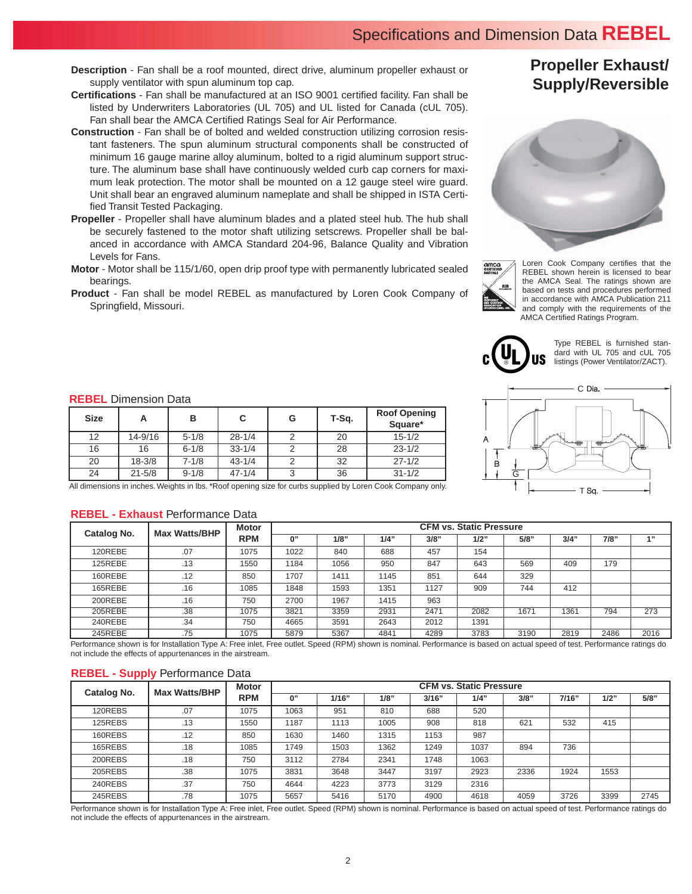# Specifications and Dimension Data REBEL

## Propeller Exhaust/ Supply/Reversible

**Description** - Fan shall be a roof mounted, direct drive, aluminum propeller exhaust or supply ventilator with spun aluminum top cap.

**Certifications** - Fan shall be manufactured at an ISO 9001 certified facility. Fan shall be listed by Underwriters Laboratories (UL 705) and UL listed for Canada (cUL 705). Fan shall bear the AMCA Certified Ratings Seal for Air Performance.

**Construction** - Fan shall be of bolted and welded construction utilizing corrosion resistant fasteners. The spun aluminum structural components shall be constructed of minimum 16 gauge marine alloy aluminum, bolted to a rigid aluminum support structure. The aluminum base shall have continuously welded curb cap corners for maximum leak protection. The motor shall be mounted on a 12 gauge steel wire guard. Unit shall bear an engraved aluminum nameplate and shall be shipped in ISTA Certified Transit Tested Packaging.

**Propeller** - Propeller shall have aluminum blades and a plated steel hub. The hub shall be securely fastened to the motor shaft utilizing setscrews. Propeller shall be balanced in accordance with AMCA Standard 204-96, Balance Quality and Vibration Levels for Fans.

**Motor** - Motor shall be 115/1/60, open drip proof type with permanently lubricated sealed bearings.

**Product** - Fan shall be model REBEL as manufactured by Loren Cook Company of Springfield, Missouri.

Loren Cook Company certifies that the REBEL shown herein is licensed to bear the AMCA Seal. The ratings shown are based on tests and procedures performed in accordance with AMCA Publication 211 and comply with the requirements of the AMCA Certified Ratings Program.

Type REBEL is furnished standard with UL 705 and cUL 705 listings (Power Ventilator/ZACT).

### REBEL Dimension Data

| Size | A | B | C | G | T-Sq. | Roof Opening Square* |
|---|---|---|---|---|---|---|
| 12 | 14-9/16 | 5-1/8 | 28-1/4 | 2 | 20 | 15-1/2 |
| 16 | 16 | 6-1/8 | 33-1/4 | 2 | 28 | 23-1/2 |
| 20 | 18-3/8 | 7-1/8 | 43-1/4 | 2 | 32 | 27-1/2 |
| 24 | 21-5/8 | 9-1/8 | 47-1/4 | 3 | 36 | 31-1/2 |

All dimensions in inches. Weights in lbs. *Roof opening size for curbs supplied by Loren Cook Company only.

### REBEL - Exhaust Performance Data

| Catalog No. | Max Watts/BHP | Motor RPM | CFM vs. Static Pressure | | | | | | | | |
|---|---|---|---|---|---|---|---|---|---|---|---|
| | | | 0" | 1/8" | 1/4" | 3/8" | 1/2" | 5/8" | 3/4" | 7/8" | 1" |
| 120REBE | .07 | 1075 | 1022 | 840 | 688 | 457 | 154 | | | | |
| 125REBE | .13 | 1550 | 1184 | 1056 | 950 | 847 | 643 | 569 | 409 | 179 | |
| 160REBE | .12 | 850 | 1707 | 1411 | 1145 | 851 | 644 | 329 | | | |
| 165REBE | .16 | 1085 | 1848 | 1593 | 1351 | 1127 | 909 | 744 | 412 | | |
| 200REBE | .16 | 750 | 2700 | 1967 | 1415 | 963 | | | | | |
| 205REBE | .38 | 1075 | 3821 | 3359 | 2931 | 2471 | 2082 | 1671 | 1361 | 794 | 273 |
| 240REBE | .34 | 750 | 4665 | 3591 | 2643 | 2012 | 1391 | | | | |
| 245REBE | .75 | 1075 | 5879 | 5367 | 4841 | 4289 | 3783 | 3190 | 2819 | 2486 | 2016 |

Performance shown is for Installation Type A: Free inlet, Free outlet. Speed (RPM) shown is nominal. Performance is based on actual speed of test. Performance ratings do not include the effects of appurtenances in the airstream.

### REBEL - Supply Performance Data

| Catalog No. | Max Watts/BHP | Motor RPM | CFM vs. Static Pressure | | | | | | | | |
|---|---|---|---|---|---|---|---|---|---|---|---|
| | | | 0" | 1/16" | 1/8" | 3/16" | 1/4" | 3/8" | 7/16" | 1/2" | 5/8" |
| 120REBS | .07 | 1075 | 1063 | 951 | 810 | 688 | 520 | | | | |
| 125REBS | .13 | 1550 | 1187 | 1113 | 1005 | 908 | 818 | 621 | 532 | 415 | |
| 160REBS | .12 | 850 | 1630 | 1460 | 1315 | 1153 | 987 | | | | |
| 165REBS | .18 | 1085 | 1749 | 1503 | 1362 | 1249 | 1037 | 894 | 736 | | |
| 200REBS | .18 | 750 | 3112 | 2784 | 2341 | 1748 | 1063 | | | | |
| 205REBS | .38 | 1075 | 3831 | 3648 | 3447 | 3197 | 2923 | 2336 | 1924 | 1553 | |
| 240REBS | .37 | 750 | 4644 | 4223 | 3773 | 3129 | 2316 | | | | |
| 245REBS | .78 | 1075 | 5657 | 5416 | 5170 | 4900 | 4618 | 4059 | 3726 | 3399 | 2745 |

Performance shown is for Installation Type A: Free inlet, Free outlet. Speed (RPM) shown is nominal. Performance is based on actual speed of test. Performance ratings do not include the effects of appurtenances in the airstream.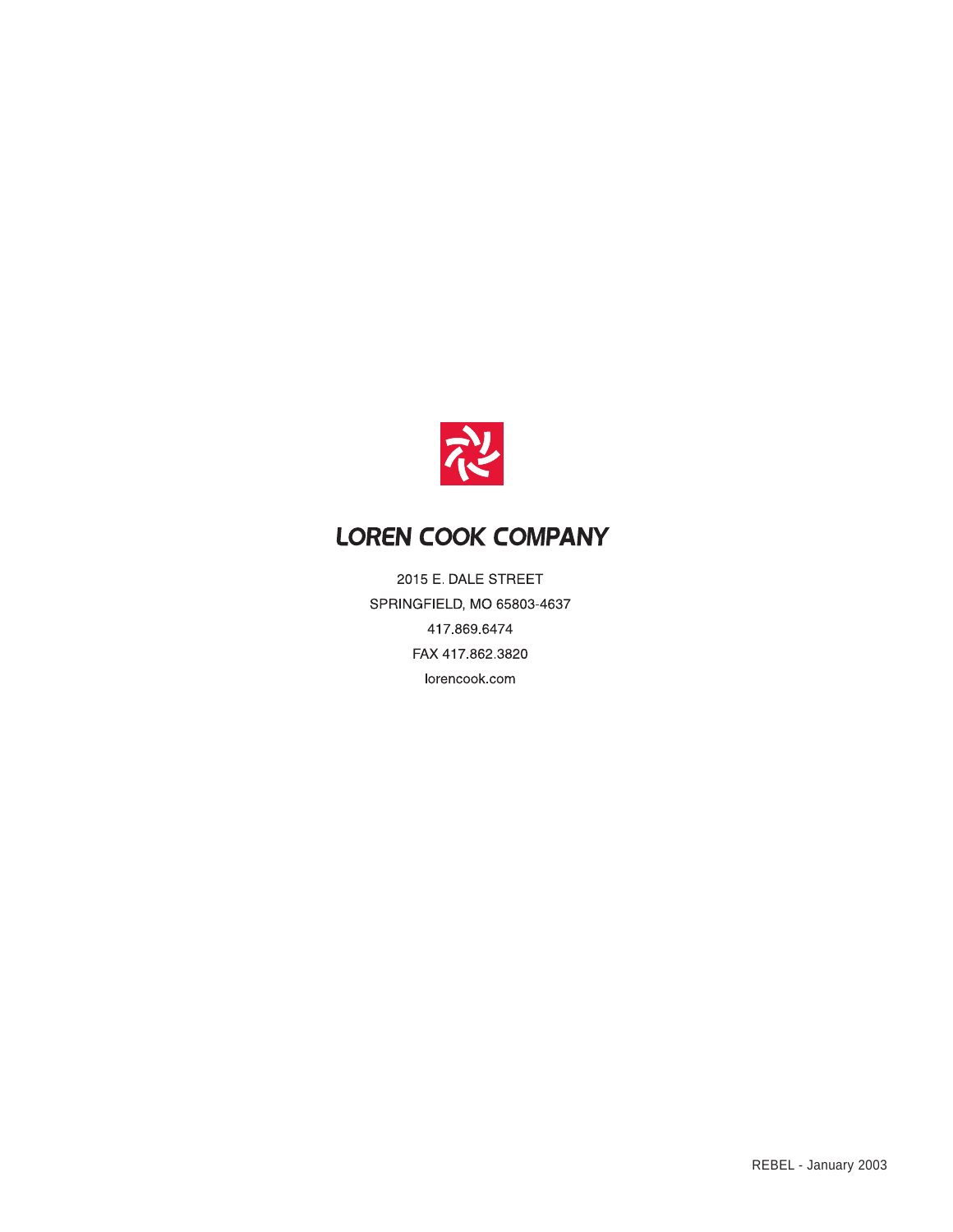**LOREN COOK COMPANY**

2015 E. DALE STREET
SPRINGFIELD, MO 65803-4637
417.869.6474
FAX 417.862.3820
lorencook.com

REBEL - January 2003